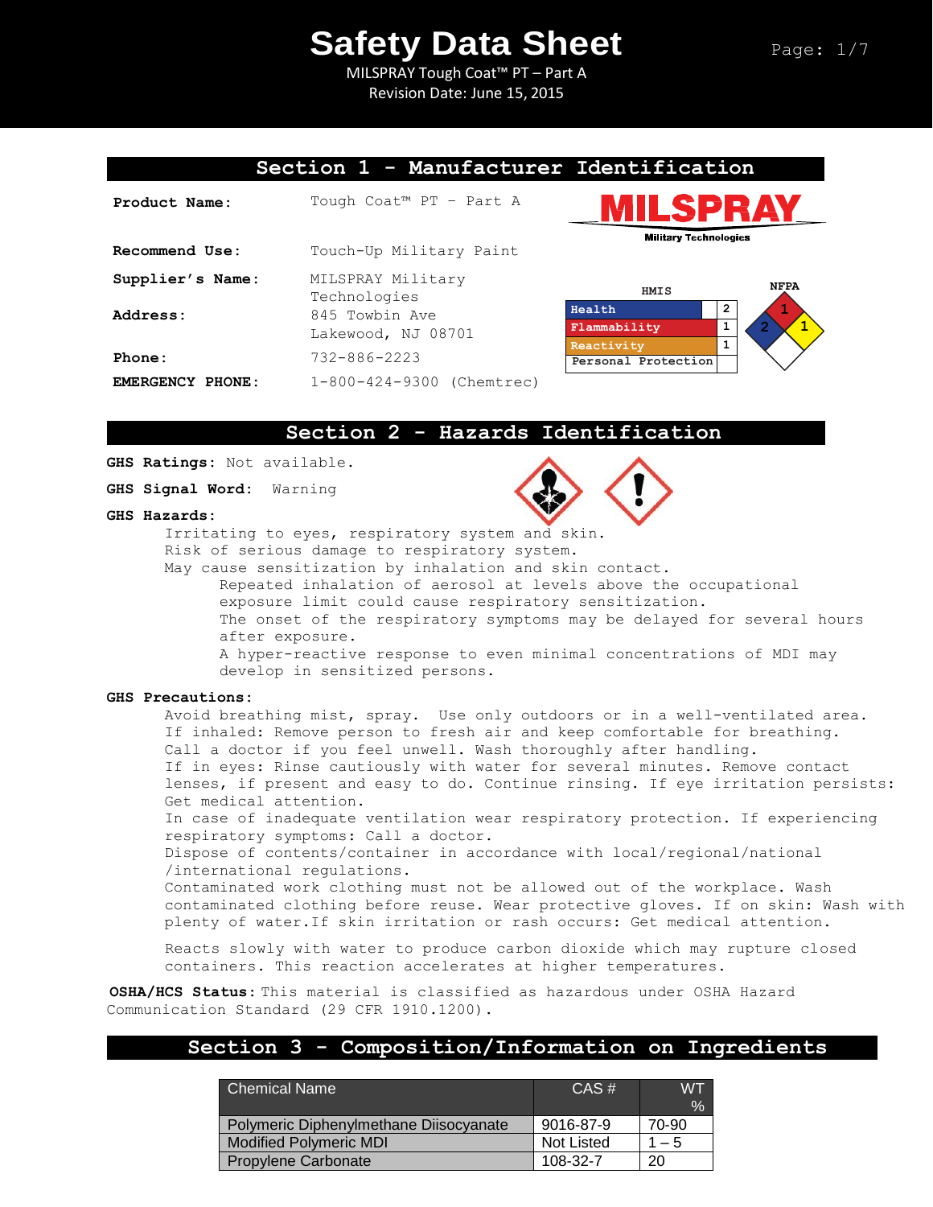# Safety Data Sheet

MILSPRAY Tough Coat™ PT – Part A
Revision Date: June 15, 2015

## Section 1 - Manufacturer Identification

**Product Name:** Tough Coat™ PT – Part A

**Recommend Use:** Touch-Up Military Paint

**Supplier's Name:** MILSPRAY Military Technologies

**Address:** 845 Towbin Ave
Lakewood, NJ 08701

**Phone:** 732-886-2223

**EMERGENCY PHONE:** 1-800-424-9300 (Chemtrec)

MILSPRAY Military Technologies

**HMIS**

| | |
|---|---|
| Health | 2 |
| Flammability | 1 |
| Reactivity | 1 |
| Personal Protection | |

**NFPA**: Flammability 1, Health 2, Reactivity 1

## Section 2 - Hazards Identification

**GHS Ratings:** Not available.

**GHS Signal Word:** Warning

**GHS Hazards:**

Irritating to eyes, respiratory system and skin.
Risk of serious damage to respiratory system.
May cause sensitization by inhalation and skin contact.
Repeated inhalation of aerosol at levels above the occupational exposure limit could cause respiratory sensitization.
The onset of the respiratory symptoms may be delayed for several hours after exposure.
A hyper-reactive response to even minimal concentrations of MDI may develop in sensitized persons.

**GHS Precautions:**

Avoid breathing mist, spray. Use only outdoors or in a well-ventilated area.
If inhaled: Remove person to fresh air and keep comfortable for breathing.
Call a doctor if you feel unwell. Wash thoroughly after handling.
If in eyes: Rinse cautiously with water for several minutes. Remove contact lenses, if present and easy to do. Continue rinsing. If eye irritation persists: Get medical attention.
In case of inadequate ventilation wear respiratory protection. If experiencing respiratory symptoms: Call a doctor.
Dispose of contents/container in accordance with local/regional/national /international regulations.
Contaminated work clothing must not be allowed out of the workplace. Wash contaminated clothing before reuse. Wear protective gloves. If on skin: Wash with plenty of water.If skin irritation or rash occurs: Get medical attention.

Reacts slowly with water to produce carbon dioxide which may rupture closed containers. This reaction accelerates at higher temperatures.

**OSHA/HCS Status:** This material is classified as hazardous under OSHA Hazard Communication Standard (29 CFR 1910.1200).

## Section 3 - Composition/Information on Ingredients

| Chemical Name | CAS # | WT % |
|---|---|---|
| Polymeric Diphenylmethane Diisocyanate | 9016-87-9 | 70-90 |
| Modified Polymeric MDI | Not Listed | 1 – 5 |
| Propylene Carbonate | 108-32-7 | 20 |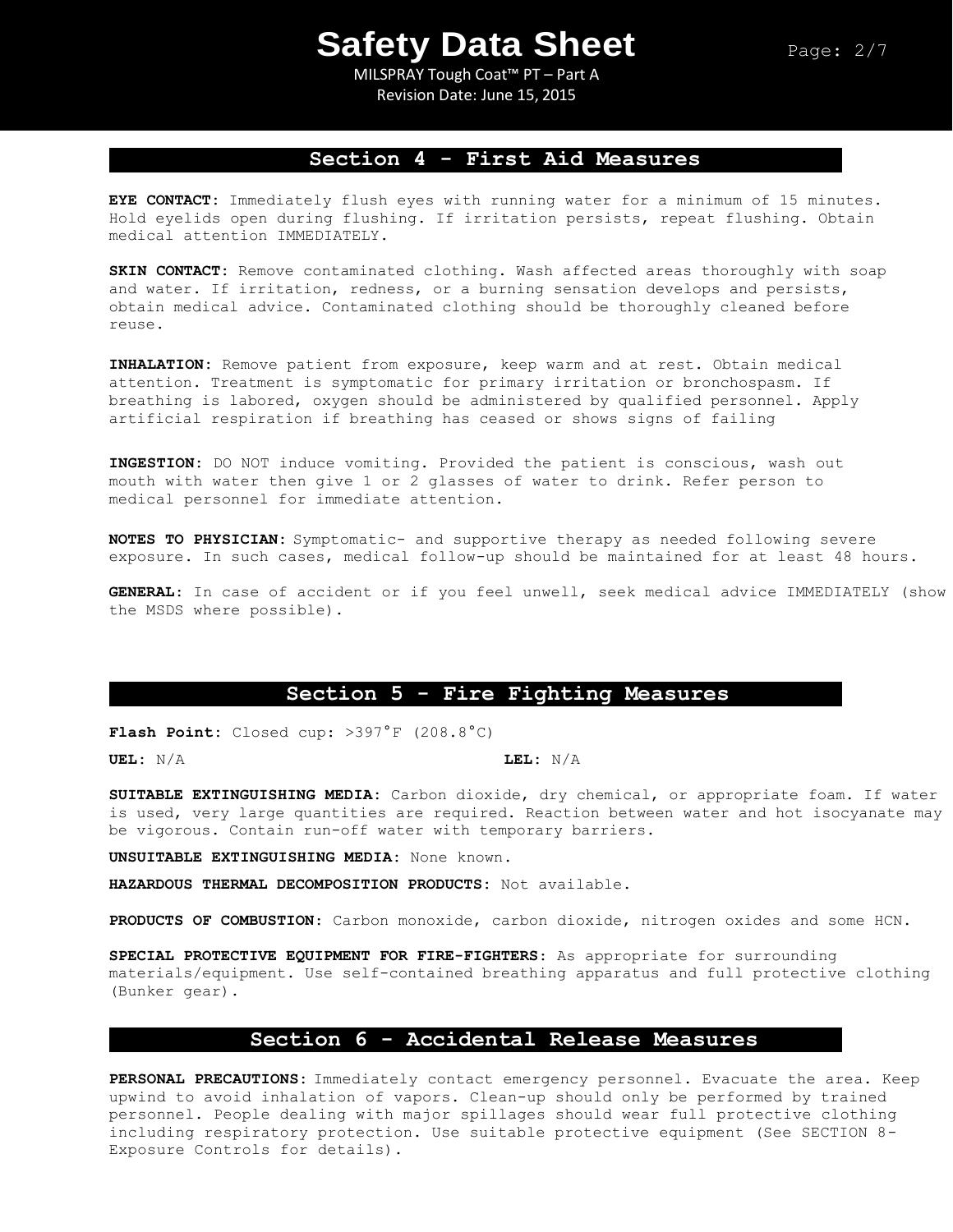## Section 4 - First Aid Measures

**EYE CONTACT:** Immediately flush eyes with running water for a minimum of 15 minutes. Hold eyelids open during flushing. If irritation persists, repeat flushing. Obtain medical attention IMMEDIATELY.

**SKIN CONTACT:** Remove contaminated clothing. Wash affected areas thoroughly with soap and water. If irritation, redness, or a burning sensation develops and persists, obtain medical advice. Contaminated clothing should be thoroughly cleaned before reuse.

**INHALATION:** Remove patient from exposure, keep warm and at rest. Obtain medical attention. Treatment is symptomatic for primary irritation or bronchospasm. If breathing is labored, oxygen should be administered by qualified personnel. Apply artificial respiration if breathing has ceased or shows signs of failing

**INGESTION:** DO NOT induce vomiting. Provided the patient is conscious, wash out mouth with water then give 1 or 2 glasses of water to drink. Refer person to medical personnel for immediate attention.

**NOTES TO PHYSICIAN:** Symptomatic- and supportive therapy as needed following severe exposure. In such cases, medical follow-up should be maintained for at least 48 hours.

**GENERAL:** In case of accident or if you feel unwell, seek medical advice IMMEDIATELY (show the MSDS where possible).

## Section 5 - Fire Fighting Measures

**Flash Point:** Closed cup: >397°F (208.8°C)

**UEL:** N/A

**LEL:** N/A

**SUITABLE EXTINGUISHING MEDIA:** Carbon dioxide, dry chemical, or appropriate foam. If water is used, very large quantities are required. Reaction between water and hot isocyanate may be vigorous. Contain run-off water with temporary barriers.

**UNSUITABLE EXTINGUISHING MEDIA:** None known.

**HAZARDOUS THERMAL DECOMPOSITION PRODUCTS:** Not available.

**PRODUCTS OF COMBUSTION:** Carbon monoxide, carbon dioxide, nitrogen oxides and some HCN.

**SPECIAL PROTECTIVE EQUIPMENT FOR FIRE-FIGHTERS:** As appropriate for surrounding materials/equipment. Use self-contained breathing apparatus and full protective clothing (Bunker gear).

## Section 6 - Accidental Release Measures

**PERSONAL PRECAUTIONS:** Immediately contact emergency personnel. Evacuate the area. Keep upwind to avoid inhalation of vapors. Clean-up should only be performed by trained personnel. People dealing with major spillages should wear full protective clothing including respiratory protection. Use suitable protective equipment (See SECTION 8- Exposure Controls for details).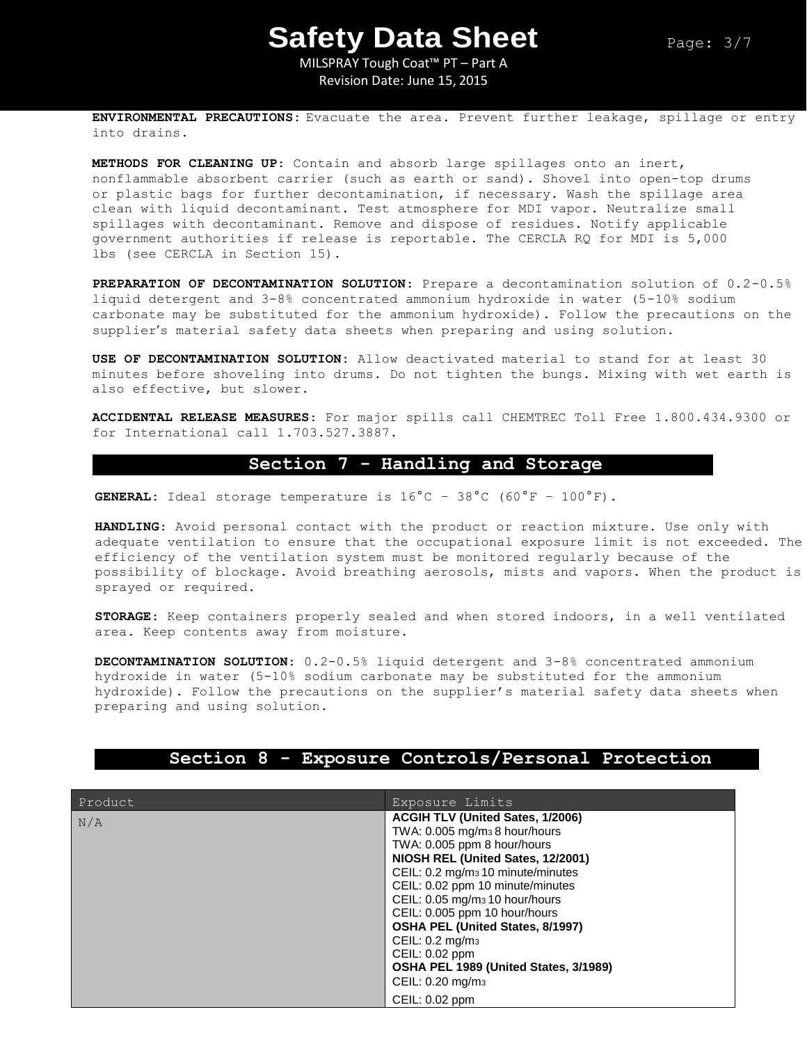**ENVIRONMENTAL PRECAUTIONS:** Evacuate the area. Prevent further leakage, spillage or entry into drains.

**METHODS FOR CLEANING UP:** Contain and absorb large spillages onto an inert, nonflammable absorbent carrier (such as earth or sand). Shovel into open-top drums or plastic bags for further decontamination, if necessary. Wash the spillage area clean with liquid decontaminant. Test atmosphere for MDI vapor. Neutralize small spillages with decontaminant. Remove and dispose of residues. Notify applicable government authorities if release is reportable. The CERCLA RQ for MDI is 5,000 lbs (see CERCLA in Section 15).

**PREPARATION OF DECONTAMINATION SOLUTION:** Prepare a decontamination solution of 0.2-0.5% liquid detergent and 3-8% concentrated ammonium hydroxide in water (5-10% sodium carbonate may be substituted for the ammonium hydroxide). Follow the precautions on the supplier's material safety data sheets when preparing and using solution.

**USE OF DECONTAMINATION SOLUTION:** Allow deactivated material to stand for at least 30 minutes before shoveling into drums. Do not tighten the bungs. Mixing with wet earth is also effective, but slower.

**ACCIDENTAL RELEASE MEASURES:** For major spills call CHEMTREC Toll Free 1.800.434.9300 or for International call 1.703.527.3887.

## Section 7 - Handling and Storage

**GENERAL:** Ideal storage temperature is 16°C – 38°C (60°F – 100°F).

**HANDLING:** Avoid personal contact with the product or reaction mixture. Use only with adequate ventilation to ensure that the occupational exposure limit is not exceeded. The efficiency of the ventilation system must be monitored regularly because of the possibility of blockage. Avoid breathing aerosols, mists and vapors. When the product is sprayed or required.

**STORAGE:** Keep containers properly sealed and when stored indoors, in a well ventilated area. Keep contents away from moisture.

**DECONTAMINATION SOLUTION:** 0.2-0.5% liquid detergent and 3-8% concentrated ammonium hydroxide in water (5-10% sodium carbonate may be substituted for the ammonium hydroxide). Follow the precautions on the supplier's material safety data sheets when preparing and using solution.

## Section 8 - Exposure Controls/Personal Protection

| Product | Exposure Limits |
|---|---|
| N/A | **ACGIH TLV (United Sates, 1/2006)**<br>TWA: 0.005 mg/m3 8 hour/hours<br>TWA: 0.005 ppm 8 hour/hours<br>**NIOSH REL (United Sates, 12/2001)**<br>CEIL: 0.2 mg/m3 10 minute/minutes<br>CEIL: 0.02 ppm 10 minute/minutes<br>CEIL: 0.05 mg/m3 10 hour/hours<br>CEIL: 0.005 ppm 10 hour/hours<br>**OSHA PEL (United States, 8/1997)**<br>CEIL: 0.2 mg/m3<br>CEIL: 0.02 ppm<br>**OSHA PEL 1989 (United States, 3/1989)**<br>CEIL: 0.20 mg/m3<br>CEIL: 0.02 ppm |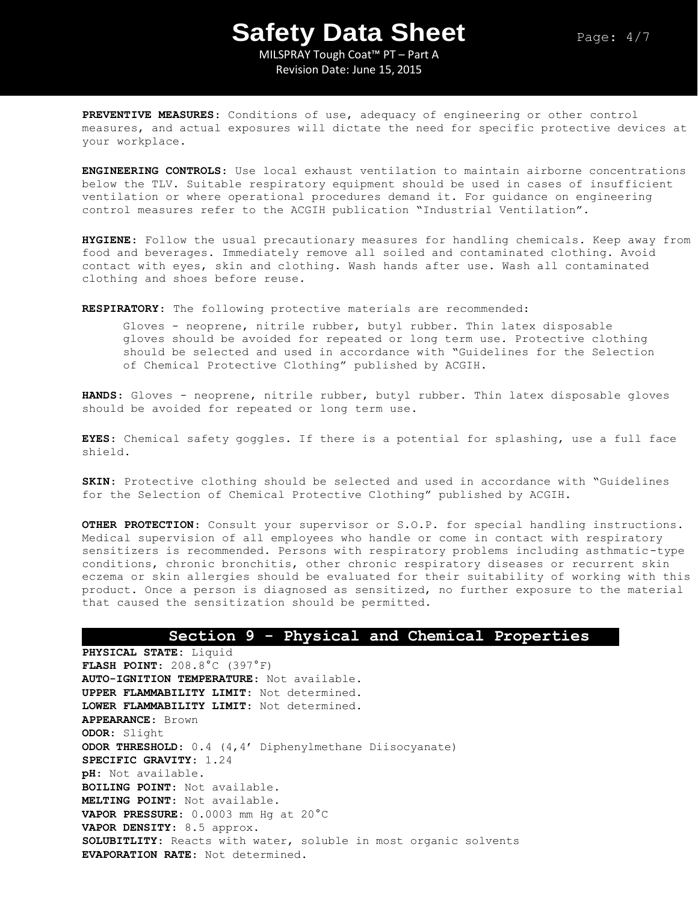**PREVENTIVE MEASURES:** Conditions of use, adequacy of engineering or other control measures, and actual exposures will dictate the need for specific protective devices at your workplace.

**ENGINEERING CONTROLS:** Use local exhaust ventilation to maintain airborne concentrations below the TLV. Suitable respiratory equipment should be used in cases of insufficient ventilation or where operational procedures demand it. For guidance on engineering control measures refer to the ACGIH publication "Industrial Ventilation".

**HYGIENE:** Follow the usual precautionary measures for handling chemicals. Keep away from food and beverages. Immediately remove all soiled and contaminated clothing. Avoid contact with eyes, skin and clothing. Wash hands after use. Wash all contaminated clothing and shoes before reuse.

**RESPIRATORY:** The following protective materials are recommended:

> Gloves - neoprene, nitrile rubber, butyl rubber. Thin latex disposable gloves should be avoided for repeated or long term use. Protective clothing should be selected and used in accordance with "Guidelines for the Selection of Chemical Protective Clothing" published by ACGIH.

**HANDS:** Gloves - neoprene, nitrile rubber, butyl rubber. Thin latex disposable gloves should be avoided for repeated or long term use.

**EYES:** Chemical safety goggles. If there is a potential for splashing, use a full face shield.

**SKIN:** Protective clothing should be selected and used in accordance with "Guidelines for the Selection of Chemical Protective Clothing" published by ACGIH.

**OTHER PROTECTION:** Consult your supervisor or S.O.P. for special handling instructions. Medical supervision of all employees who handle or come in contact with respiratory sensitizers is recommended. Persons with respiratory problems including asthmatic-type conditions, chronic bronchitis, other chronic respiratory diseases or recurrent skin eczema or skin allergies should be evaluated for their suitability of working with this product. Once a person is diagnosed as sensitized, no further exposure to the material that caused the sensitization should be permitted.

## Section 9 - Physical and Chemical Properties

**PHYSICAL STATE:** Liquid
**FLASH POINT:** 208.8°C (397°F)
**AUTO-IGNITION TEMPERATURE:** Not available.
**UPPER FLAMMABILITY LIMIT:** Not determined.
**LOWER FLAMMABILITY LIMIT:** Not determined.
**APPEARANCE:** Brown
**ODOR:** Slight
**ODOR THRESHOLD:** 0.4 (4,4' Diphenylmethane Diisocyanate)
**SPECIFIC GRAVITY:** 1.24
**pH:** Not available.
**BOILING POINT:** Not available.
**MELTING POINT:** Not available.
**VAPOR PRESSURE:** 0.0003 mm Hg at 20°C
**VAPOR DENSITY:** 8.5 approx.
**SOLUBITLITY:** Reacts with water, soluble in most organic solvents
**EVAPORATION RATE:** Not determined.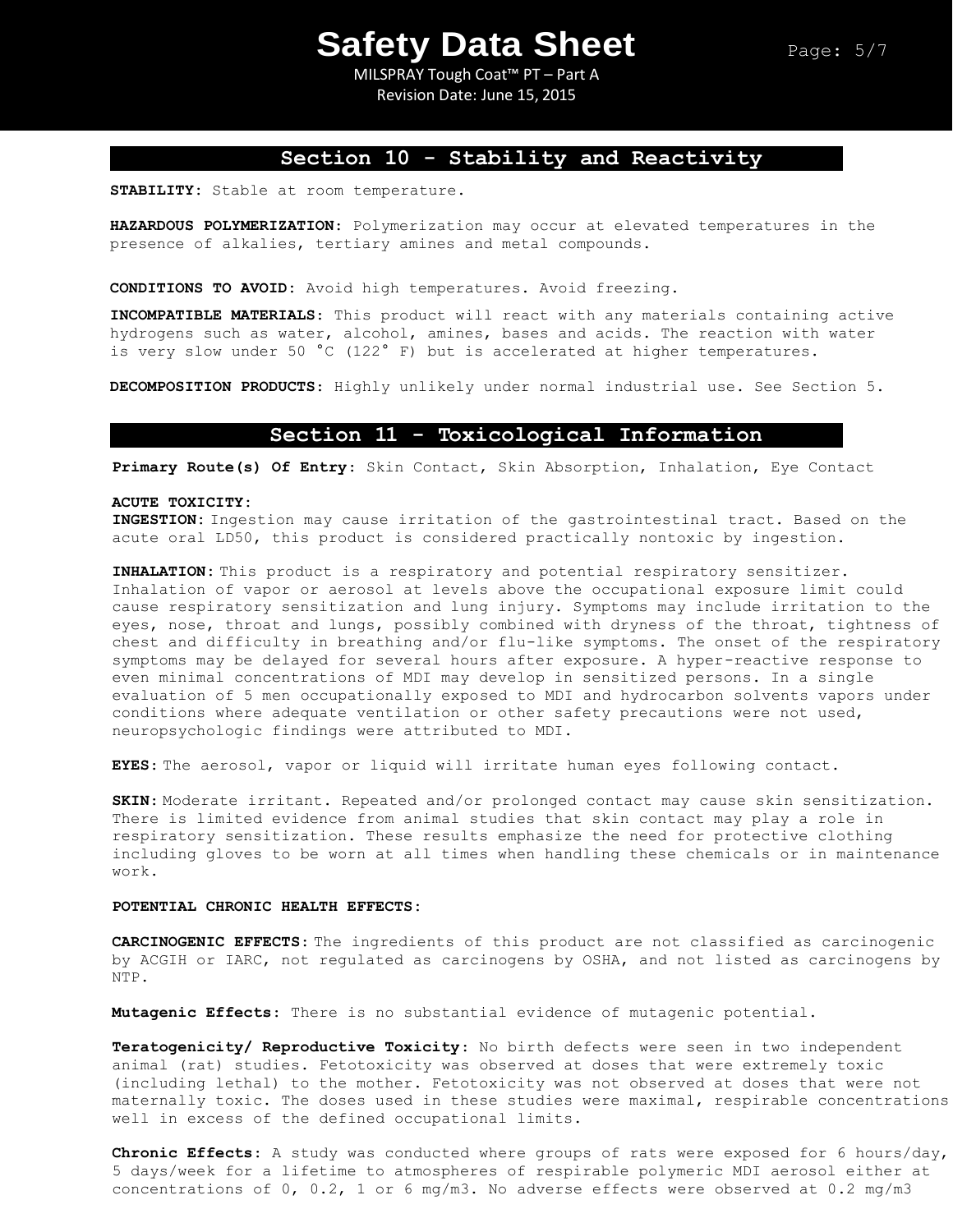## Section 10 - Stability and Reactivity

**STABILITY:** Stable at room temperature.

**HAZARDOUS POLYMERIZATION:** Polymerization may occur at elevated temperatures in the presence of alkalies, tertiary amines and metal compounds.

**CONDITIONS TO AVOID:** Avoid high temperatures. Avoid freezing.

**INCOMPATIBLE MATERIALS:** This product will react with any materials containing active hydrogens such as water, alcohol, amines, bases and acids. The reaction with water is very slow under 50 °C (122° F) but is accelerated at higher temperatures.

**DECOMPOSITION PRODUCTS:** Highly unlikely under normal industrial use. See Section 5.

## Section 11 - Toxicological Information

**Primary Route(s) Of Entry:** Skin Contact, Skin Absorption, Inhalation, Eye Contact

**ACUTE TOXICITY:**

**INGESTION:** Ingestion may cause irritation of the gastrointestinal tract. Based on the acute oral LD50, this product is considered practically nontoxic by ingestion.

**INHALATION:** This product is a respiratory and potential respiratory sensitizer. Inhalation of vapor or aerosol at levels above the occupational exposure limit could cause respiratory sensitization and lung injury. Symptoms may include irritation to the eyes, nose, throat and lungs, possibly combined with dryness of the throat, tightness of chest and difficulty in breathing and/or flu-like symptoms. The onset of the respiratory symptoms may be delayed for several hours after exposure. A hyper-reactive response to even minimal concentrations of MDI may develop in sensitized persons. In a single evaluation of 5 men occupationally exposed to MDI and hydrocarbon solvents vapors under conditions where adequate ventilation or other safety precautions were not used, neuropsychologic findings were attributed to MDI.

**EYES:** The aerosol, vapor or liquid will irritate human eyes following contact.

**SKIN:** Moderate irritant. Repeated and/or prolonged contact may cause skin sensitization. There is limited evidence from animal studies that skin contact may play a role in respiratory sensitization. These results emphasize the need for protective clothing including gloves to be worn at all times when handling these chemicals or in maintenance work.

**POTENTIAL CHRONIC HEALTH EFFECTS:**

**CARCINOGENIC EFFECTS:** The ingredients of this product are not classified as carcinogenic by ACGIH or IARC, not regulated as carcinogens by OSHA, and not listed as carcinogens by NTP.

**Mutagenic Effects:** There is no substantial evidence of mutagenic potential.

**Teratogenicity/ Reproductive Toxicity:** No birth defects were seen in two independent animal (rat) studies. Fetotoxicity was observed at doses that were extremely toxic (including lethal) to the mother. Fetotoxicity was not observed at doses that were not maternally toxic. The doses used in these studies were maximal, respirable concentrations well in excess of the defined occupational limits.

**Chronic Effects:** A study was conducted where groups of rats were exposed for 6 hours/day, 5 days/week for a lifetime to atmospheres of respirable polymeric MDI aerosol either at concentrations of 0, 0.2, 1 or 6 mg/m3. No adverse effects were observed at 0.2 mg/m3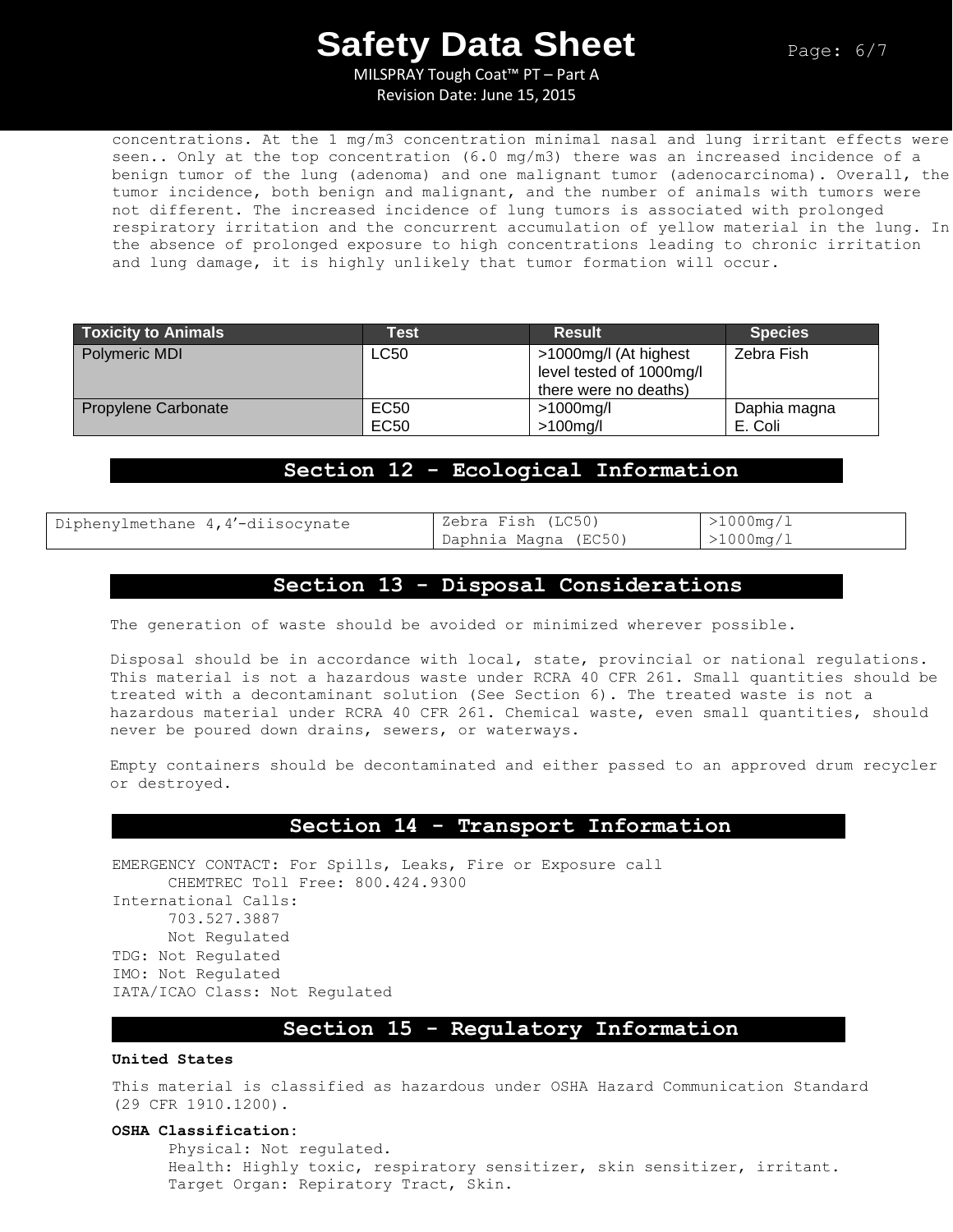concentrations. At the 1 mg/m3 concentration minimal nasal and lung irritant effects were seen.. Only at the top concentration (6.0 mg/m3) there was an increased incidence of a benign tumor of the lung (adenoma) and one malignant tumor (adenocarcinoma). Overall, the tumor incidence, both benign and malignant, and the number of animals with tumors were not different. The increased incidence of lung tumors is associated with prolonged respiratory irritation and the concurrent accumulation of yellow material in the lung. In the absence of prolonged exposure to high concentrations leading to chronic irritation and lung damage, it is highly unlikely that tumor formation will occur.

| Toxicity to Animals | Test | Result | Species |
|---|---|---|---|
| Polymeric MDI | LC50 | >1000mg/l (At highest level tested of 1000mg/l there were no deaths) | Zebra Fish |
| Propylene Carbonate | EC50<br>EC50 | >1000mg/l<br>>100mg/l | Daphia magna<br>E. Coli |

## Section 12 - Ecological Information

| Diphenylmethane 4,4'-diisocynate | Zebra Fish (LC50)<br>Daphnia Magna (EC50) | >1000mg/l<br>>1000mg/l |
|---|---|---|

## Section 13 - Disposal Considerations

The generation of waste should be avoided or minimized wherever possible.

Disposal should be in accordance with local, state, provincial or national regulations. This material is not a hazardous waste under RCRA 40 CFR 261. Small quantities should be treated with a decontaminant solution (See Section 6). The treated waste is not a hazardous material under RCRA 40 CFR 261. Chemical waste, even small quantities, should never be poured down drains, sewers, or waterways.

Empty containers should be decontaminated and either passed to an approved drum recycler or destroyed.

## Section 14 - Transport Information

EMERGENCY CONTACT: For Spills, Leaks, Fire or Exposure call
CHEMTREC Toll Free: 800.424.9300
International Calls:
703.527.3887
Not Regulated
TDG: Not Regulated
IMO: Not Regulated
IATA/ICAO Class: Not Regulated

## Section 15 - Regulatory Information

**United States**

This material is classified as hazardous under OSHA Hazard Communication Standard (29 CFR 1910.1200).

**OSHA Classification:**
Physical: Not regulated.
Health: Highly toxic, respiratory sensitizer, skin sensitizer, irritant.
Target Organ: Repiratory Tract, Skin.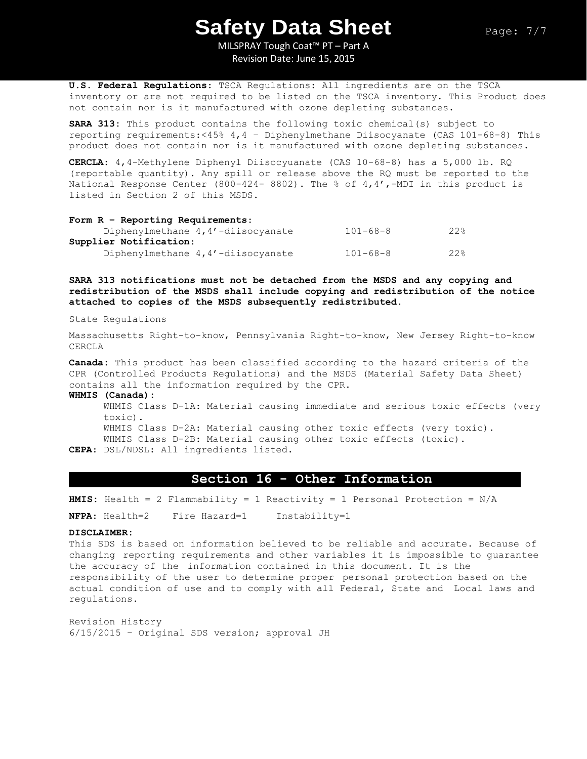**U.S. Federal Regulations:** TSCA Regulations: All ingredients are on the TSCA inventory or are not required to be listed on the TSCA inventory. This Product does not contain nor is it manufactured with ozone depleting substances.

**SARA 313:** This product contains the following toxic chemical(s) subject to reporting requirements:<45% 4,4 – Diphenylmethane Diisocyanate (CAS 101-68-8) This product does not contain nor is it manufactured with ozone depleting substances.

**CERCLA:** 4,4-Methylene Diphenyl Diisocyuanate (CAS 10-68-8) has a 5,000 lb. RQ (reportable quantity). Any spill or release above the RQ must be reported to the National Response Center (800-424- 8802). The % of 4,4',-MDI in this product is listed in Section 2 of this MSDS.

**Form R – Reporting Requirements:**

| | | |
|---|---|---|
| Diphenylmethane 4,4'-diisocyanate | 101-68-8 | 22% |

**Supplier Notification:**

| | | |
|---|---|---|
| Diphenylmethane 4,4'-diisocyanate | 101-68-8 | 22% |

**SARA 313 notifications must not be detached from the MSDS and any copying and redistribution of the MSDS shall include copying and redistribution of the notice attached to copies of the MSDS subsequently redistributed.**

State Regulations

Massachusetts Right-to-know, Pennsylvania Right-to-know, New Jersey Right-to-know CERCLA

**Canada:** This product has been classified according to the hazard criteria of the CPR (Controlled Products Regulations) and the MSDS (Material Safety Data Sheet) contains all the information required by the CPR.

**WHMIS (Canada):**

WHMIS Class D-1A: Material causing immediate and serious toxic effects (very toxic).
WHMIS Class D-2A: Material causing other toxic effects (very toxic).
WHMIS Class D-2B: Material causing other toxic effects (toxic).

**CEPA:** DSL/NDSL: All ingredients listed.

## Section 16 - Other Information

**HMIS:** Health = 2 Flammability = 1 Reactivity = 1 Personal Protection = N/A

**NFPA:** Health=2 Fire Hazard=1 Instability=1

**DISCLAIMER:**
This SDS is based on information believed to be reliable and accurate. Because of changing reporting requirements and other variables it is impossible to guarantee the accuracy of the information contained in this document. It is the responsibility of the user to determine proper personal protection based on the actual condition of use and to comply with all Federal, State and Local laws and regulations.

Revision History
6/15/2015 – Original SDS version; approval JH